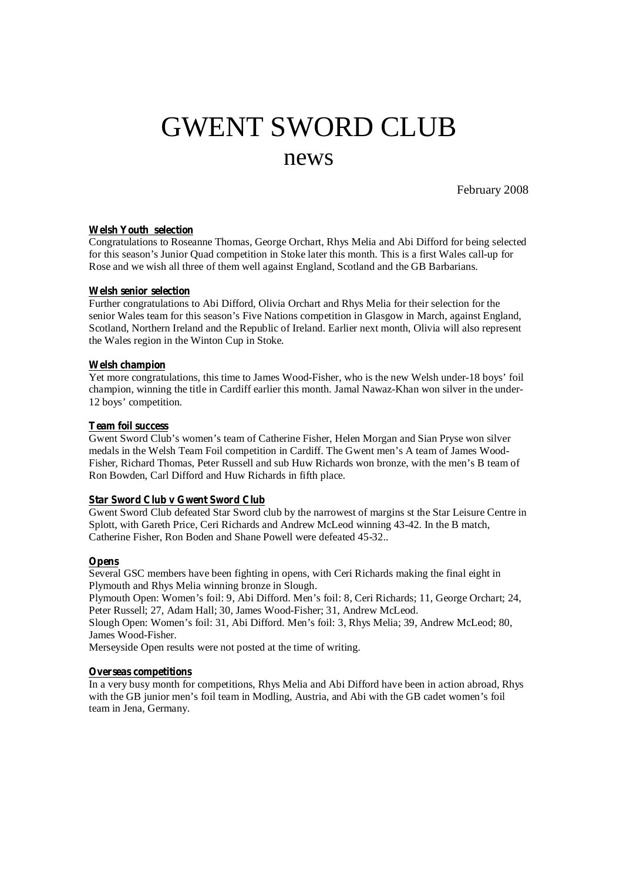# GWENT SWORD CLUB

## news

February 2008

**Welsh Youth selection**

Congratulations to Roseanne Thomas, George Orchart, Rhys Melia and Abi Difford for being selected for this season's Junior Quad competition in Stoke later this month. This is a first Wales call-up for Rose and we wish all three of them well against England, Scotland and the GB Barbarians.

**Welsh senior selection**

Further congratulations to Abi Difford, Olivia Orchart and Rhys Melia for their selection for the senior Wales team for this season's Five Nations competition in Glasgow in March, against England, Scotland, Northern Ireland and the Republic of Ireland. Earlier next month, Olivia will also represent the Wales region in the Winton Cup in Stoke.

**Welsh champion**

Yet more congratulations, this time to James Wood-Fisher, who is the new Welsh under-18 boys' foil champion, winning the title in Cardiff earlier this month. Jamal Nawaz-Khan won silver in the under-12 boys' competition.

**Team foil success**

Gwent Sword Club's women's team of Catherine Fisher, Helen Morgan and Sian Pryse won silver medals in the Welsh Team Foil competition in Cardiff. The Gwent men's A team of James Wood-Fisher, Richard Thomas, Peter Russell and sub Huw Richards won bronze, with the men's B team of Ron Bowden, Carl Difford and Huw Richards in fifth place.

**Star Sword Club v Gwent Sword Club**

Gwent Sword Club defeated Star Sword club by the narrowest of margins st the Star Leisure Centre in Splott, with Gareth Price, Ceri Richards and Andrew McLeod winning 43-42. In the B match, Catherine Fisher, Ron Boden and Shane Powell were defeated 45-32..

**Opens**

Several GSC members have been fighting in opens, with Ceri Richards making the final eight in Plymouth and Rhys Melia winning bronze in Slough.

Plymouth Open: Women's foil: 9, Abi Difford. Men's foil: 8, Ceri Richards; 11, George Orchart; 24, Peter Russell; 27, Adam Hall; 30, James Wood-Fisher; 31, Andrew McLeod.

Slough Open: Women's foil: 31, Abi Difford. Men's foil: 3, Rhys Melia; 39, Andrew McLeod; 80, James Wood-Fisher.

Merseyside Open results were not posted at the time of writing.

**Overseas competitions**

In a very busy month for competitions, Rhys Melia and Abi Difford have been in action abroad, Rhys with the GB junior men's foil team in Modling, Austria, and Abi with the GB cadet women's foil team in Jena, Germany.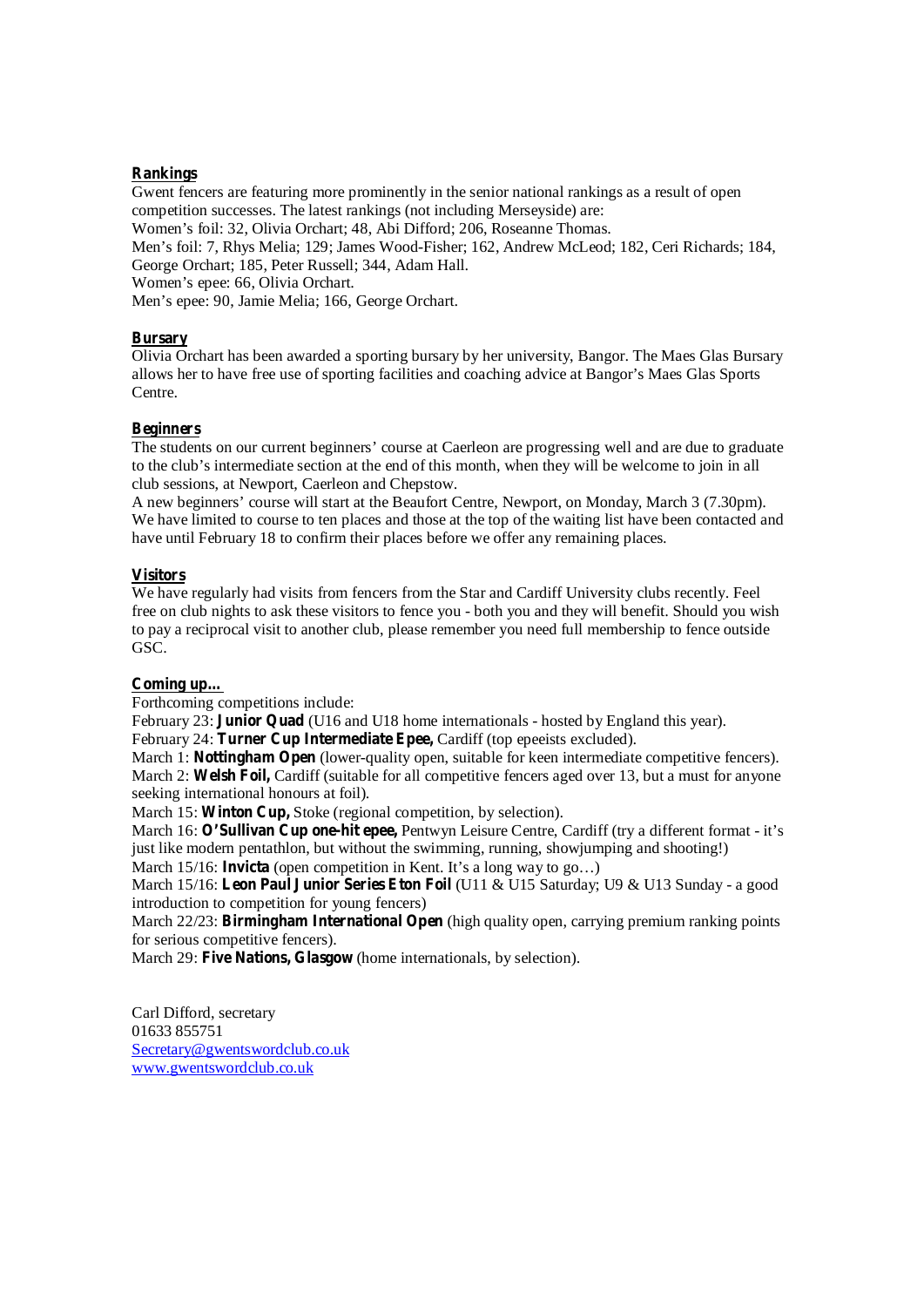## Rankings

Gwent fencers are featuring more prominently in the senior national rankings as a result of open competition successes. The latest rankings (not including Merseyside) are:
Women's foil: 32, Olivia Orchart; 48, Abi Difford; 206, Roseanne Thomas.
Men's foil: 7, Rhys Melia; 129; James Wood-Fisher; 162, Andrew McLeod; 182, Ceri Richards; 184, George Orchart; 185, Peter Russell; 344, Adam Hall.
Women's epee: 66, Olivia Orchart.
Men's epee: 90, Jamie Melia; 166, George Orchart.

## Bursary

Olivia Orchart has been awarded a sporting bursary by her university, Bangor. The Maes Glas Bursary allows her to have free use of sporting facilities and coaching advice at Bangor's Maes Glas Sports Centre.

## Beginners

The students on our current beginners' course at Caerleon are progressing well and are due to graduate to the club's intermediate section at the end of this month, when they will be welcome to join in all club sessions, at Newport, Caerleon and Chepstow.
A new beginners' course will start at the Beaufort Centre, Newport, on Monday, March 3 (7.30pm). We have limited to course to ten places and those at the top of the waiting list have been contacted and have until February 18 to confirm their places before we offer any remaining places.

## Visitors

We have regularly had visits from fencers from the Star and Cardiff University clubs recently. Feel free on club nights to ask these visitors to fence you - both you and they will benefit. Should you wish to pay a reciprocal visit to another club, please remember you need full membership to fence outside GSC.

## Coming up…

Forthcoming competitions include:
February 23: **Junior Quad** (U16 and U18 home internationals - hosted by England this year).
February 24: **Turner Cup Intermediate Epee,** Cardiff (top epeeists excluded).
March 1: **Nottingham Open** (lower-quality open, suitable for keen intermediate competitive fencers).
March 2: **Welsh Foil,** Cardiff (suitable for all competitive fencers aged over 13, but a must for anyone seeking international honours at foil).
March 15: **Winton Cup,** Stoke (regional competition, by selection).
March 16: **O'Sullivan Cup one-hit epee,** Pentwyn Leisure Centre, Cardiff (try a different format - it's just like modern pentathlon, but without the swimming, running, showjumping and shooting!)
March 15/16: **Invicta** (open competition in Kent. It's a long way to go…)
March 15/16: **Leon Paul Junior Series Eton Foil** (U11 & U15 Saturday; U9 & U13 Sunday - a good introduction to competition for young fencers)
March 22/23: **Birmingham International Open** (high quality open, carrying premium ranking points for serious competitive fencers).
March 29: **Five Nations, Glasgow** (home internationals, by selection).

Carl Difford, secretary
01633 855751
Secretary@gwentswordclub.co.uk
www.gwentswordclub.co.uk